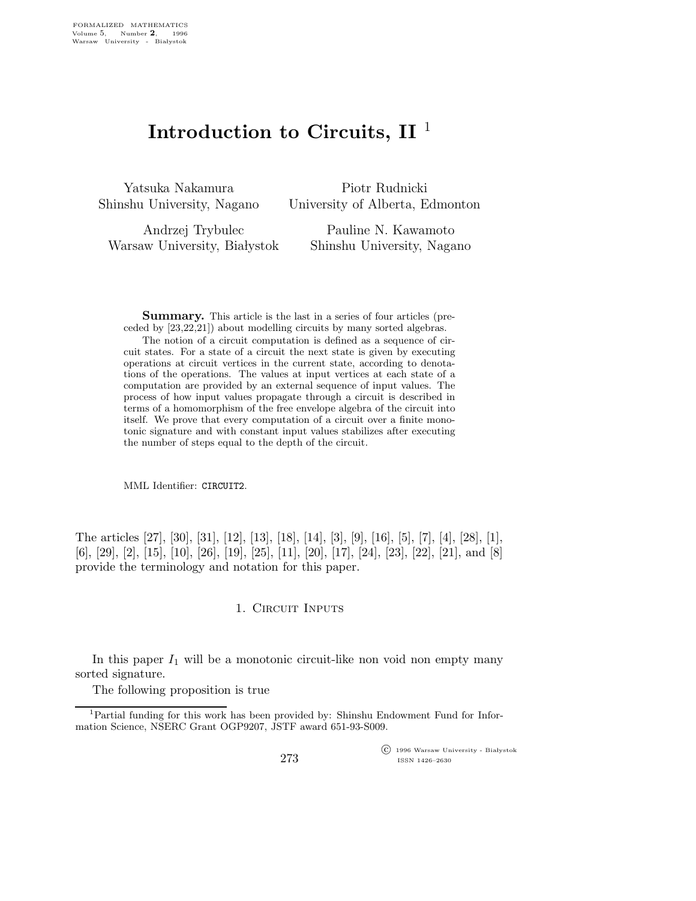# Introduction to Circuits, II [1]

Yatsuka Nakamura
Shinshu University, Nagano

Piotr Rudnicki
University of Alberta, Edmonton

Andrzej Trybulec
Warsaw University, Białystok

Pauline N. Kawamoto
Shinshu University, Nagano

**Summary.** This article is the last in a series of four articles (preceded by [23,22,21]) about modelling circuits by many sorted algebras.

The notion of a circuit computation is defined as a sequence of circuit states. For a state of a circuit the next state is given by executing operations at circuit vertices in the current state, according to denotations of the operations. The values at input vertices at each state of a computation are provided by an external sequence of input values. The process of how input values propagate through a circuit is described in terms of a homomorphism of the free envelope algebra of the circuit into itself. We prove that every computation of a circuit over a finite monotonic signature and with constant input values stabilizes after executing the number of steps equal to the depth of the circuit.

MML Identifier: CIRCUIT2.

The articles [27], [30], [31], [12], [13], [18], [14], [3], [9], [16], [5], [7], [4], [28], [1], [6], [29], [2], [15], [10], [26], [19], [25], [11], [20], [17], [24], [23], [22], [21], and [8] provide the terminology and notation for this paper.

## 1. Circuit Inputs

In this paper $I_1$ will be a monotonic circuit-like non void non empty many sorted signature.

The following proposition is true

[1] Partial funding for this work has been provided by: Shinshu Endowment Fund for Information Science, NSERC Grant OGP9207, JSTF award 651-93-S009.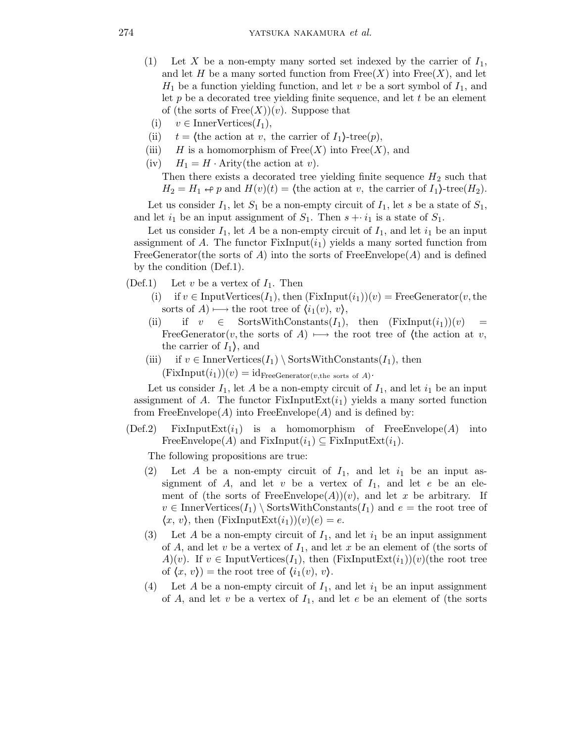(1) Let $X$ be a non-empty many sorted set indexed by the carrier of $I_1$, and let $H$ be a many sorted function from $\mathrm{Free}(X)$ into $\mathrm{Free}(X)$, and let $H_1$ be a function yielding function, and let $v$ be a sort symbol of $I_1$, and let $p$ be a decorated tree yielding finite sequence, and let $t$ be an element of (the sorts of $\mathrm{Free}(X)$)($v$). Suppose that

(i) $v \in \mathrm{InnerVertices}(I_1)$,

(ii) $t = \langle$the action at $v$, the carrier of $I_1\rangle$-tree($p$),

(iii) $H$ is a homomorphism of $\mathrm{Free}(X)$ into $\mathrm{Free}(X)$, and

(iv) $H_1 = H \cdot \mathrm{Arity}$(the action at $v$).

Then there exists a decorated tree yielding finite sequence $H_2$ such that $H_2 = H_1 \looparrowleft p$ and $H(v)(t) = \langle$the action at $v$, the carrier of $I_1\rangle$-tree($H_2$).

Let us consider $I_1$, let $S_1$ be a non-empty circuit of $I_1$, let $s$ be a state of $S_1$, and let $i_1$ be an input assignment of $S_1$. Then $s +\cdot\, i_1$ is a state of $S_1$.

Let us consider $I_1$, let $A$ be a non-empty circuit of $I_1$, and let $i_1$ be an input assignment of $A$. The functor $\mathrm{FixInput}(i_1)$ yields a many sorted function from FreeGenerator(the sorts of $A$) into the sorts of $\mathrm{FreeEnvelope}(A)$ and is defined by the condition (Def.1).

(Def.1) Let $v$ be a vertex of $I_1$. Then

(i) if $v \in \mathrm{InputVertices}(I_1)$, then $(\mathrm{FixInput}(i_1))(v) = \mathrm{FreeGenerator}(v$, the sorts of $A) \longmapsto$ the root tree of $\langle i_1(v), v\rangle$,

(ii) if $v \in \mathrm{SortsWithConstants}(I_1)$, then $(\mathrm{FixInput}(i_1))(v) = \mathrm{FreeGenerator}(v$, the sorts of $A) \longmapsto$ the root tree of $\langle$the action at $v$, the carrier of $I_1\rangle$, and

(iii) if $v \in \mathrm{InnerVertices}(I_1) \setminus \mathrm{SortsWithConstants}(I_1)$, then $(\mathrm{FixInput}(i_1))(v) = \mathrm{id}_{\mathrm{FreeGenerator}(v,\text{the sorts of } A)}$.

Let us consider $I_1$, let $A$ be a non-empty circuit of $I_1$, and let $i_1$ be an input assignment of $A$. The functor $\mathrm{FixInputExt}(i_1)$ yields a many sorted function from $\mathrm{FreeEnvelope}(A)$ into $\mathrm{FreeEnvelope}(A)$ and is defined by:

(Def.2) $\mathrm{FixInputExt}(i_1)$ is a homomorphism of $\mathrm{FreeEnvelope}(A)$ into $\mathrm{FreeEnvelope}(A)$ and $\mathrm{FixInput}(i_1) \subseteq \mathrm{FixInputExt}(i_1)$.

The following propositions are true:

(2) Let $A$ be a non-empty circuit of $I_1$, and let $i_1$ be an input assignment of $A$, and let $v$ be a vertex of $I_1$, and let $e$ be an element of (the sorts of $\mathrm{FreeEnvelope}(A)$)($v$), and let $x$ be arbitrary. If $v \in \mathrm{InnerVertices}(I_1) \setminus \mathrm{SortsWithConstants}(I_1)$ and $e =$ the root tree of $\langle x, v\rangle$, then $(\mathrm{FixInputExt}(i_1))(v)(e) = e$.

(3) Let $A$ be a non-empty circuit of $I_1$, and let $i_1$ be an input assignment of $A$, and let $v$ be a vertex of $I_1$, and let $x$ be an element of (the sorts of $A$)($v$). If $v \in \mathrm{InputVertices}(I_1)$, then $(\mathrm{FixInputExt}(i_1))(v)$(the root tree of $\langle x, v\rangle$) = the root tree of $\langle i_1(v), v\rangle$.

(4) Let $A$ be a non-empty circuit of $I_1$, and let $i_1$ be an input assignment of $A$, and let $v$ be a vertex of $I_1$, and let $e$ be an element of (the sorts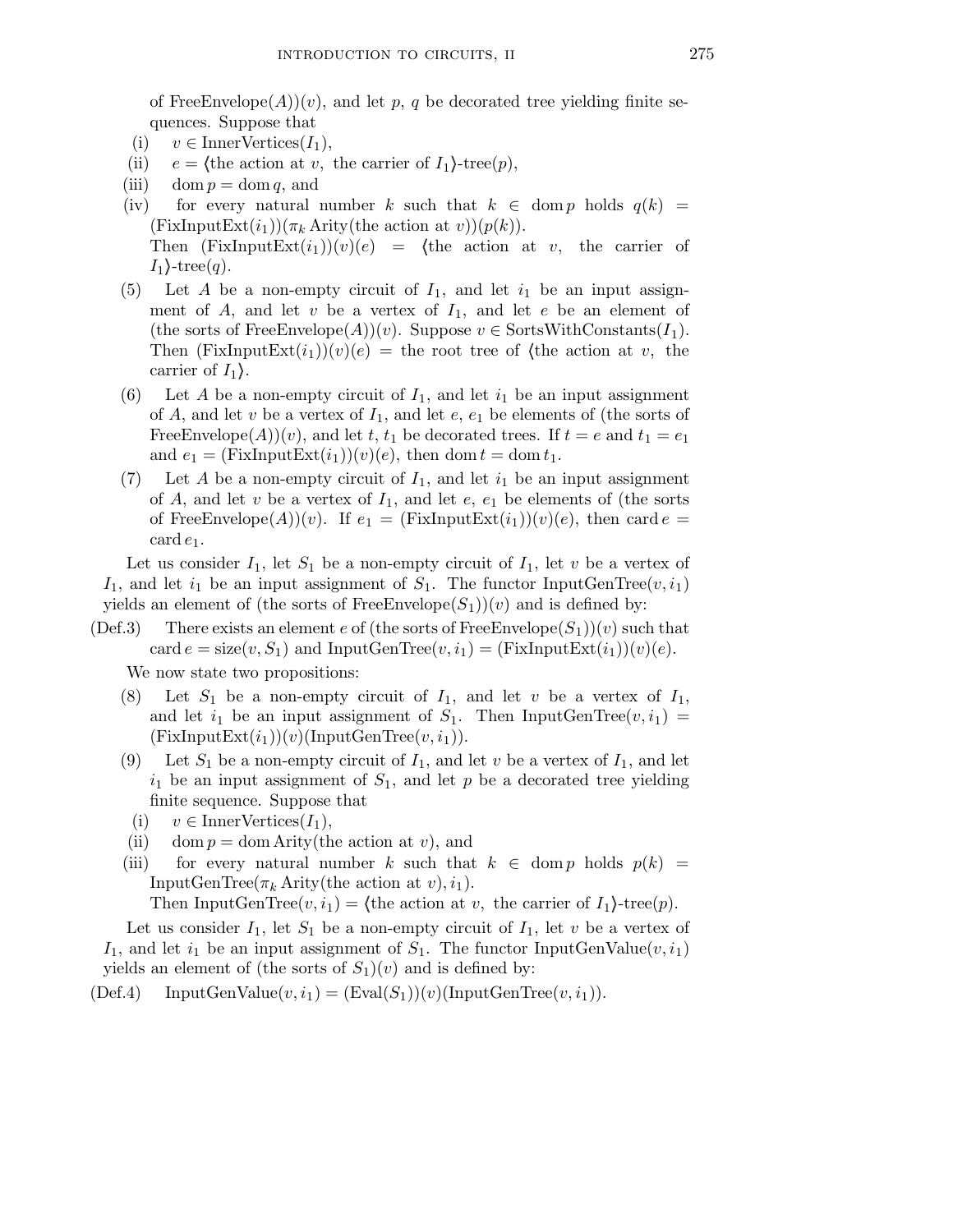of FreeEnvelope($A$))($v$), and let $p$, $q$ be decorated tree yielding finite sequences. Suppose that

(i) $v \in \mathrm{InnerVertices}(I_1)$,

(ii) $e = \langle$the action at $v$, the carrier of $I_1\rangle$-tree($p$),

(iii) $\mathrm{dom}\, p = \mathrm{dom}\, q$, and

(iv) for every natural number $k$ such that $k \in \mathrm{dom}\, p$ holds $q(k) = (\mathrm{FixInputExt}(i_1))(\pi_k\, \mathrm{Arity}(\text{the action at } v))(p(k))$.

Then $(\mathrm{FixInputExt}(i_1))(v)(e) = \langle$the action at $v$, the carrier of $I_1\rangle$-tree($q$).

(5) Let $A$ be a non-empty circuit of $I_1$, and let $i_1$ be an input assignment of $A$, and let $v$ be a vertex of $I_1$, and let $e$ be an element of (the sorts of FreeEnvelope($A$))($v$). Suppose $v \in \mathrm{SortsWithConstants}(I_1)$. Then $(\mathrm{FixInputExt}(i_1))(v)(e) =$ the root tree of $\langle$the action at $v$, the carrier of $I_1\rangle$.

(6) Let $A$ be a non-empty circuit of $I_1$, and let $i_1$ be an input assignment of $A$, and let $v$ be a vertex of $I_1$, and let $e$, $e_1$ be elements of (the sorts of FreeEnvelope($A$))($v$), and let $t$, $t_1$ be decorated trees. If $t = e$ and $t_1 = e_1$ and $e_1 = (\mathrm{FixInputExt}(i_1))(v)(e)$, then $\mathrm{dom}\, t = \mathrm{dom}\, t_1$.

(7) Let $A$ be a non-empty circuit of $I_1$, and let $i_1$ be an input assignment of $A$, and let $v$ be a vertex of $I_1$, and let $e$, $e_1$ be elements of (the sorts of FreeEnvelope($A$))($v$). If $e_1 = (\mathrm{FixInputExt}(i_1))(v)(e)$, then $\mathrm{card}\, e = \mathrm{card}\, e_1$.

Let us consider $I_1$, let $S_1$ be a non-empty circuit of $I_1$, let $v$ be a vertex of $I_1$, and let $i_1$ be an input assignment of $S_1$. The functor InputGenTree($v, i_1$) yields an element of (the sorts of FreeEnvelope($S_1$))($v$) and is defined by:

(Def.3) There exists an element $e$ of (the sorts of FreeEnvelope($S_1$))($v$) such that $\mathrm{card}\, e = \mathrm{size}(v, S_1)$ and $\mathrm{InputGenTree}(v, i_1) = (\mathrm{FixInputExt}(i_1))(v)(e)$.

We now state two propositions:

(8) Let $S_1$ be a non-empty circuit of $I_1$, and let $v$ be a vertex of $I_1$, and let $i_1$ be an input assignment of $S_1$. Then $\mathrm{InputGenTree}(v, i_1) = (\mathrm{FixInputExt}(i_1))(v)(\mathrm{InputGenTree}(v, i_1))$.

(9) Let $S_1$ be a non-empty circuit of $I_1$, and let $v$ be a vertex of $I_1$, and let $i_1$ be an input assignment of $S_1$, and let $p$ be a decorated tree yielding finite sequence. Suppose that

(i) $v \in \mathrm{InnerVertices}(I_1)$,

(ii) $\mathrm{dom}\, p = \mathrm{dom}\, \mathrm{Arity}(\text{the action at } v)$, and

(iii) for every natural number $k$ such that $k \in \mathrm{dom}\, p$ holds $p(k) = \mathrm{InputGenTree}(\pi_k\, \mathrm{Arity}(\text{the action at } v), i_1)$.

Then $\mathrm{InputGenTree}(v, i_1) = \langle$the action at $v$, the carrier of $I_1\rangle$-tree($p$).

Let us consider $I_1$, let $S_1$ be a non-empty circuit of $I_1$, let $v$ be a vertex of $I_1$, and let $i_1$ be an input assignment of $S_1$. The functor InputGenValue($v, i_1$) yields an element of (the sorts of $S_1$)($v$) and is defined by:

(Def.4) $\mathrm{InputGenValue}(v, i_1) = (\mathrm{Eval}(S_1))(v)(\mathrm{InputGenTree}(v, i_1))$.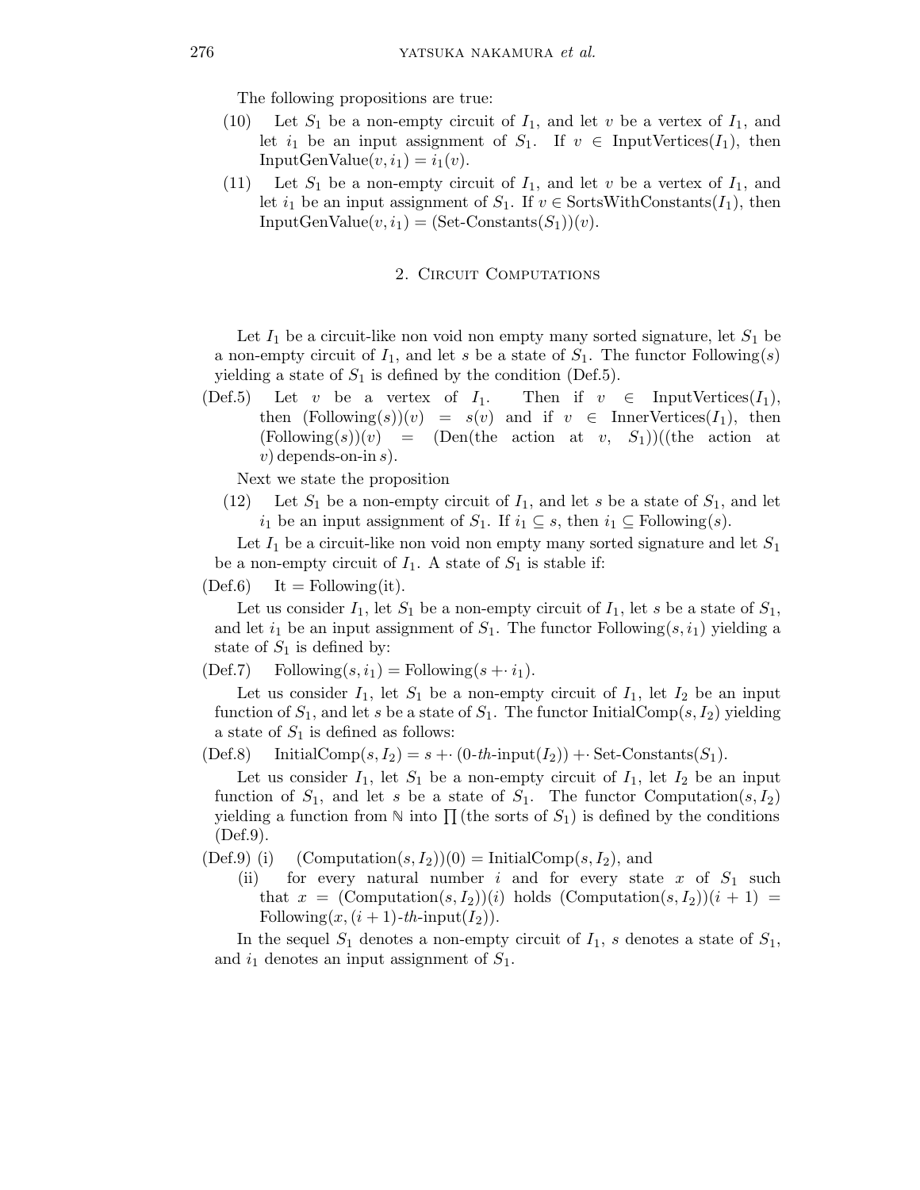The following propositions are true:

(10) Let $S_1$ be a non-empty circuit of $I_1$, and let $v$ be a vertex of $I_1$, and let $i_1$ be an input assignment of $S_1$. If $v \in \text{InputVertices}(I_1)$, then $\text{InputGenValue}(v, i_1) = i_1(v)$.

(11) Let $S_1$ be a non-empty circuit of $I_1$, and let $v$ be a vertex of $I_1$, and let $i_1$ be an input assignment of $S_1$. If $v \in \text{SortsWithConstants}(I_1)$, then $\text{InputGenValue}(v, i_1) = (\text{Set-Constants}(S_1))(v)$.

## 2. Circuit Computations

Let $I_1$ be a circuit-like non void non empty many sorted signature, let $S_1$ be a non-empty circuit of $I_1$, and let $s$ be a state of $S_1$. The functor $\text{Following}(s)$ yielding a state of $S_1$ is defined by the condition (Def.5).

(Def.5) Let $v$ be a vertex of $I_1$. Then if $v \in \text{InputVertices}(I_1)$, then $(\text{Following}(s))(v) = s(v)$ and if $v \in \text{InnerVertices}(I_1)$, then $(\text{Following}(s))(v) = (\text{Den}(\text{the action at } v, S_1))((\text{the action at } v) \text{ depends-on-in } s)$.

Next we state the proposition

(12) Let $S_1$ be a non-empty circuit of $I_1$, and let $s$ be a state of $S_1$, and let $i_1$ be an input assignment of $S_1$. If $i_1 \subseteq s$, then $i_1 \subseteq \text{Following}(s)$.

Let $I_1$ be a circuit-like non void non empty many sorted signature and let $S_1$ be a non-empty circuit of $I_1$. A state of $S_1$ is stable if:

(Def.6) $\text{It} = \text{Following}(\text{it})$.

Let us consider $I_1$, let $S_1$ be a non-empty circuit of $I_1$, let $s$ be a state of $S_1$, and let $i_1$ be an input assignment of $S_1$. The functor $\text{Following}(s, i_1)$ yielding a state of $S_1$ is defined by:

(Def.7) $\text{Following}(s, i_1) = \text{Following}(s +\cdot i_1)$.

Let us consider $I_1$, let $S_1$ be a non-empty circuit of $I_1$, let $I_2$ be an input function of $S_1$, and let $s$ be a state of $S_1$. The functor $\text{InitialComp}(s, I_2)$ yielding a state of $S_1$ is defined as follows:

(Def.8) $\text{InitialComp}(s, I_2) = s +\cdot (0\text{-}th\text{-input}(I_2)) +\cdot \text{Set-Constants}(S_1)$.

Let us consider $I_1$, let $S_1$ be a non-empty circuit of $I_1$, let $I_2$ be an input function of $S_1$, and let $s$ be a state of $S_1$. The functor $\text{Computation}(s, I_2)$ yielding a function from $\mathbb{N}$ into $\prod(\text{the sorts of } S_1)$ is defined by the conditions (Def.9).

(Def.9) (i) $(\text{Computation}(s, I_2))(0) = \text{InitialComp}(s, I_2)$, and

(ii) for every natural number $i$ and for every state $x$ of $S_1$ such that $x = (\text{Computation}(s, I_2))(i)$ holds $(\text{Computation}(s, I_2))(i + 1) = \text{Following}(x, (i + 1)\text{-}th\text{-input}(I_2))$.

In the sequel $S_1$ denotes a non-empty circuit of $I_1$, $s$ denotes a state of $S_1$, and $i_1$ denotes an input assignment of $S_1$.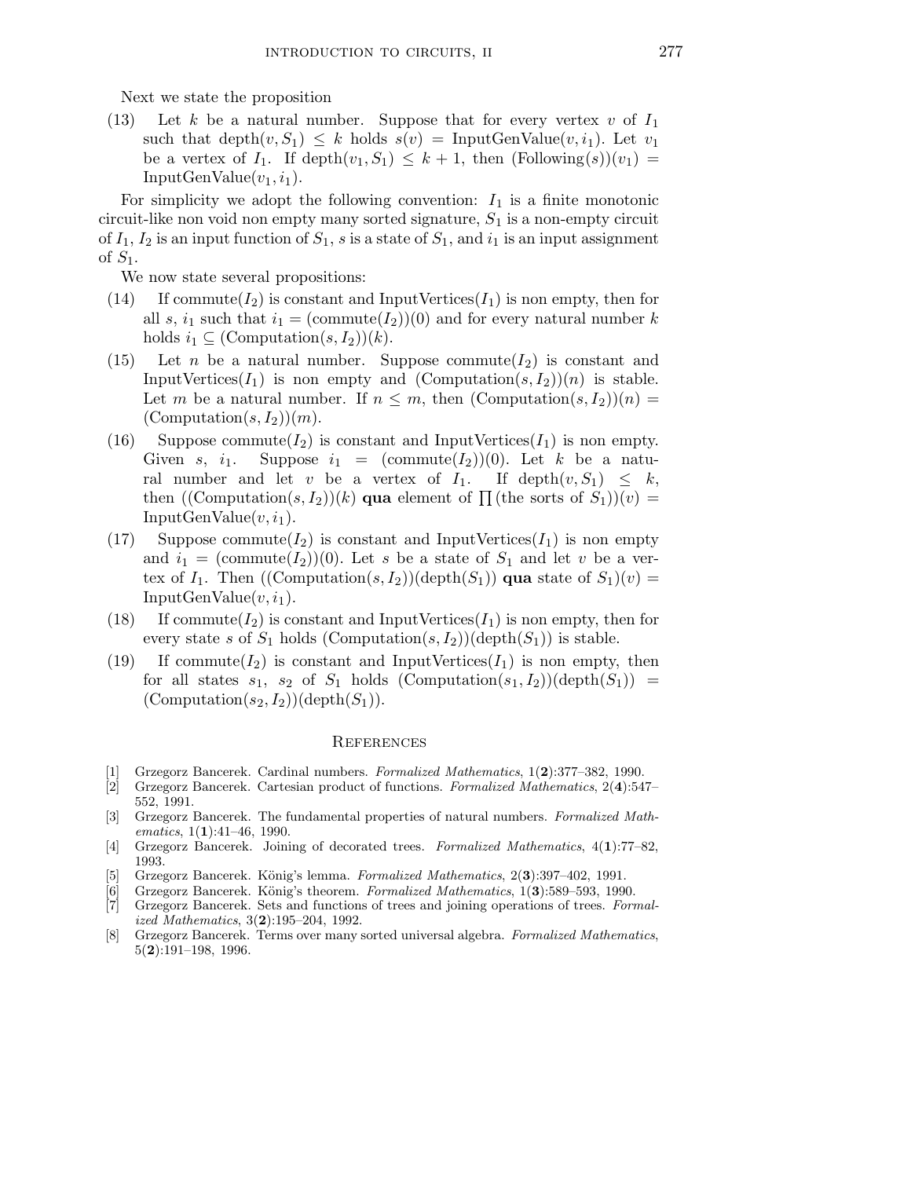Next we state the proposition

(13) Let $k$ be a natural number. Suppose that for every vertex $v$ of $I_1$ such that $\mathrm{depth}(v, S_1) \leq k$ holds $s(v) = \mathrm{InputGenValue}(v, i_1)$. Let $v_1$ be a vertex of $I_1$. If $\mathrm{depth}(v_1, S_1) \leq k + 1$, then $(\mathrm{Following}(s))(v_1) = \mathrm{InputGenValue}(v_1, i_1)$.

For simplicity we adopt the following convention: $I_1$ is a finite monotonic circuit-like non void non empty many sorted signature, $S_1$ is a non-empty circuit of $I_1$, $I_2$ is an input function of $S_1$, $s$ is a state of $S_1$, and $i_1$ is an input assignment of $S_1$.

We now state several propositions:

(14) If $\mathrm{commute}(I_2)$ is constant and $\mathrm{InputVertices}(I_1)$ is non empty, then for all $s$, $i_1$ such that $i_1 = (\mathrm{commute}(I_2))(0)$ and for every natural number $k$ holds $i_1 \subseteq (\mathrm{Computation}(s, I_2))(k)$.

(15) Let $n$ be a natural number. Suppose $\mathrm{commute}(I_2)$ is constant and $\mathrm{InputVertices}(I_1)$ is non empty and $(\mathrm{Computation}(s, I_2))(n)$ is stable. Let $m$ be a natural number. If $n \leq m$, then $(\mathrm{Computation}(s, I_2))(n) = (\mathrm{Computation}(s, I_2))(m)$.

(16) Suppose $\mathrm{commute}(I_2)$ is constant and $\mathrm{InputVertices}(I_1)$ is non empty. Given $s$, $i_1$. Suppose $i_1 = (\mathrm{commute}(I_2))(0)$. Let $k$ be a natural number and let $v$ be a vertex of $I_1$. If $\mathrm{depth}(v, S_1) \leq k$, then $((\mathrm{Computation}(s, I_2))(k)$ **qua** element of $\prod(\text{the sorts of } S_1))(v) = \mathrm{InputGenValue}(v, i_1)$.

(17) Suppose $\mathrm{commute}(I_2)$ is constant and $\mathrm{InputVertices}(I_1)$ is non empty and $i_1 = (\mathrm{commute}(I_2))(0)$. Let $s$ be a state of $S_1$ and let $v$ be a vertex of $I_1$. Then $((\mathrm{Computation}(s, I_2))(\mathrm{depth}(S_1))$ **qua** state of $S_1)(v) = \mathrm{InputGenValue}(v, i_1)$.

(18) If $\mathrm{commute}(I_2)$ is constant and $\mathrm{InputVertices}(I_1)$ is non empty, then for every state $s$ of $S_1$ holds $(\mathrm{Computation}(s, I_2))(\mathrm{depth}(S_1))$ is stable.

(19) If $\mathrm{commute}(I_2)$ is constant and $\mathrm{InputVertices}(I_1)$ is non empty, then for all states $s_1$, $s_2$ of $S_1$ holds $(\mathrm{Computation}(s_1, I_2))(\mathrm{depth}(S_1)) = (\mathrm{Computation}(s_2, I_2))(\mathrm{depth}(S_1))$.

## References

[1] Grzegorz Bancerek. Cardinal numbers. *Formalized Mathematics*, 1(**2**):377–382, 1990.

[2] Grzegorz Bancerek. Cartesian product of functions. *Formalized Mathematics*, 2(**4**):547–552, 1991.

[3] Grzegorz Bancerek. The fundamental properties of natural numbers. *Formalized Mathematics*, 1(**1**):41–46, 1990.

[4] Grzegorz Bancerek. Joining of decorated trees. *Formalized Mathematics*, 4(**1**):77–82, 1993.

[5] Grzegorz Bancerek. König's lemma. *Formalized Mathematics*, 2(**3**):397–402, 1991.

[6] Grzegorz Bancerek. König's theorem. *Formalized Mathematics*, 1(**3**):589–593, 1990.

[7] Grzegorz Bancerek. Sets and functions of trees and joining operations of trees. *Formalized Mathematics*, 3(**2**):195–204, 1992.

[8] Grzegorz Bancerek. Terms over many sorted universal algebra. *Formalized Mathematics*, 5(**2**):191–198, 1996.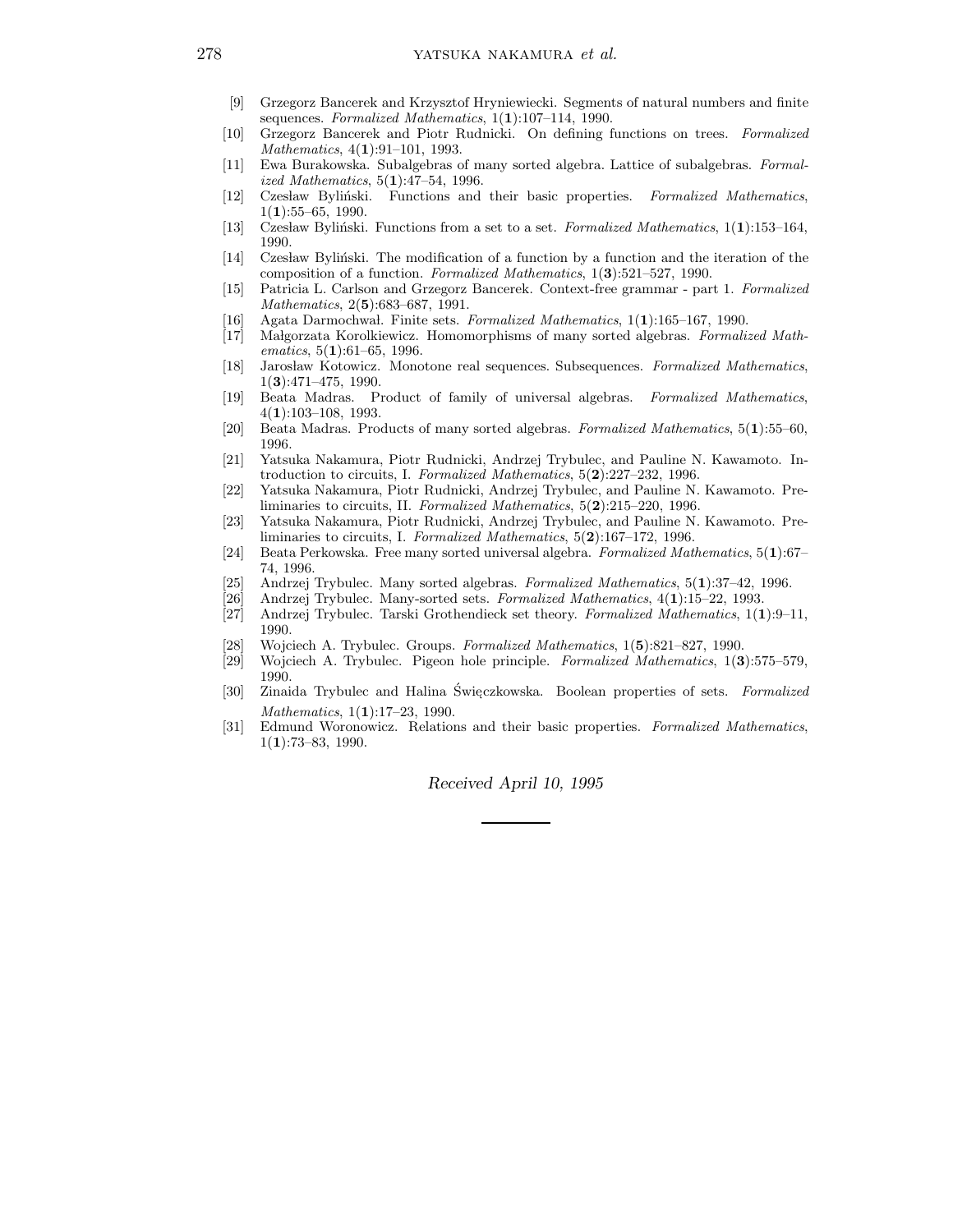[9] Grzegorz Bancerek and Krzysztof Hryniewiecki. Segments of natural numbers and finite sequences. *Formalized Mathematics*, 1(**1**):107–114, 1990.

[10] Grzegorz Bancerek and Piotr Rudnicki. On defining functions on trees. *Formalized Mathematics*, 4(**1**):91–101, 1993.

[11] Ewa Burakowska. Subalgebras of many sorted algebra. Lattice of subalgebras. *Formalized Mathematics*, 5(**1**):47–54, 1996.

[12] Czesław Byliński. Functions and their basic properties. *Formalized Mathematics*, 1(**1**):55–65, 1990.

[13] Czesław Byliński. Functions from a set to a set. *Formalized Mathematics*, 1(**1**):153–164, 1990.

[14] Czesław Byliński. The modification of a function by a function and the iteration of the composition of a function. *Formalized Mathematics*, 1(**3**):521–527, 1990.

[15] Patricia L. Carlson and Grzegorz Bancerek. Context-free grammar - part 1. *Formalized Mathematics*, 2(**5**):683–687, 1991.

[16] Agata Darmochwał. Finite sets. *Formalized Mathematics*, 1(**1**):165–167, 1990.

[17] Małgorzata Korolkiewicz. Homomorphisms of many sorted algebras. *Formalized Mathematics*, 5(**1**):61–65, 1996.

[18] Jarosław Kotowicz. Monotone real sequences. Subsequences. *Formalized Mathematics*, 1(**3**):471–475, 1990.

[19] Beata Madras. Product of family of universal algebras. *Formalized Mathematics*, 4(**1**):103–108, 1993.

[20] Beata Madras. Products of many sorted algebras. *Formalized Mathematics*, 5(**1**):55–60, 1996.

[21] Yatsuka Nakamura, Piotr Rudnicki, Andrzej Trybulec, and Pauline N. Kawamoto. Introduction to circuits, I. *Formalized Mathematics*, 5(**2**):227–232, 1996.

[22] Yatsuka Nakamura, Piotr Rudnicki, Andrzej Trybulec, and Pauline N. Kawamoto. Preliminaries to circuits, II. *Formalized Mathematics*, 5(**2**):215–220, 1996.

[23] Yatsuka Nakamura, Piotr Rudnicki, Andrzej Trybulec, and Pauline N. Kawamoto. Preliminaries to circuits, I. *Formalized Mathematics*, 5(**2**):167–172, 1996.

[24] Beata Perkowska. Free many sorted universal algebra. *Formalized Mathematics*, 5(**1**):67–74, 1996.

[25] Andrzej Trybulec. Many sorted algebras. *Formalized Mathematics*, 5(**1**):37–42, 1996.

[26] Andrzej Trybulec. Many-sorted sets. *Formalized Mathematics*, 4(**1**):15–22, 1993.

[27] Andrzej Trybulec. Tarski Grothendieck set theory. *Formalized Mathematics*, 1(**1**):9–11, 1990.

[28] Wojciech A. Trybulec. Groups. *Formalized Mathematics*, 1(**5**):821–827, 1990.

[29] Wojciech A. Trybulec. Pigeon hole principle. *Formalized Mathematics*, 1(**3**):575–579, 1990.

[30] Zinaida Trybulec and Halina Święczkowska. Boolean properties of sets. *Formalized Mathematics*, 1(**1**):17–23, 1990.

[31] Edmund Woronowicz. Relations and their basic properties. *Formalized Mathematics*, 1(**1**):73–83, 1990.

*Received April 10, 1995*